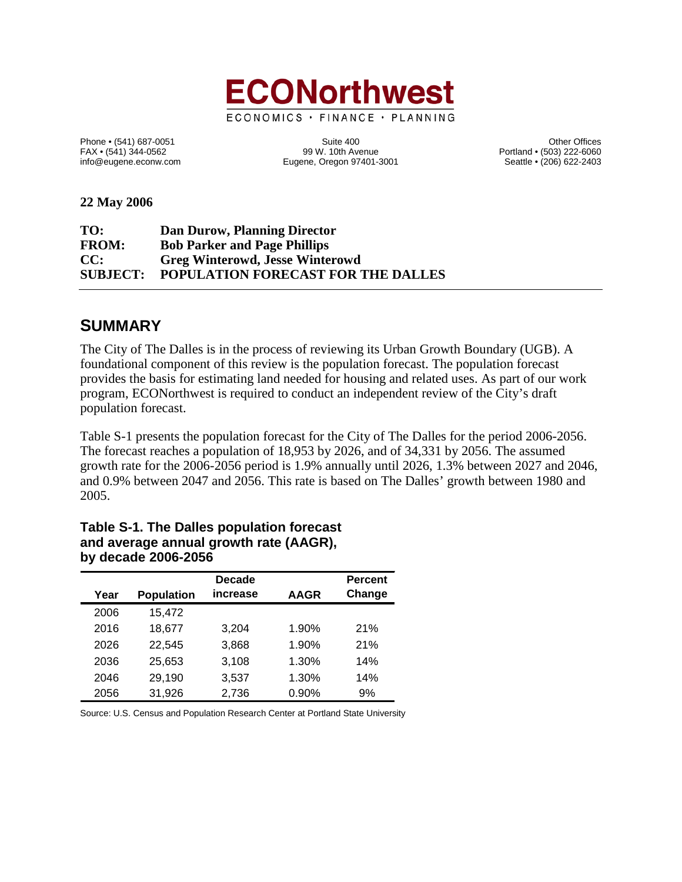# ECONorthwest

ECONOMICS • FINANCE • PLANNING

Phone • (541) 687-0051
FAX • (541) 344-0562
info@eugene.econw.com

Suite 400
99 W. 10th Avenue
Eugene, Oregon 97401-3001

Other Offices
Portland • (503) 222-6060
Seattle • (206) 622-2403

**22 May 2006**

**TO:** **Dan Durow, Planning Director**
**FROM:** **Bob Parker and Page Phillips**
**CC:** **Greg Winterowd, Jesse Winterowd**
**SUBJECT:** **POPULATION FORECAST FOR THE DALLES**

## SUMMARY

The City of The Dalles is in the process of reviewing its Urban Growth Boundary (UGB). A foundational component of this review is the population forecast. The population forecast provides the basis for estimating land needed for housing and related uses. As part of our work program, ECONorthwest is required to conduct an independent review of the City's draft population forecast.

Table S-1 presents the population forecast for the City of The Dalles for the period 2006-2056. The forecast reaches a population of 18,953 by 2026, and of 34,331 by 2056. The assumed growth rate for the 2006-2056 period is 1.9% annually until 2026, 1.3% between 2027 and 2046, and 0.9% between 2047 and 2056. This rate is based on The Dalles' growth between 1980 and 2005.

### Table S-1. The Dalles population forecast and average annual growth rate (AAGR), by decade 2006-2056

| Year | Population | Decade increase | AAGR | Percent Change |
|---|---|---|---|---|
| 2006 | 15,472 | | | |
| 2016 | 18,677 | 3,204 | 1.90% | 21% |
| 2026 | 22,545 | 3,868 | 1.90% | 21% |
| 2036 | 25,653 | 3,108 | 1.30% | 14% |
| 2046 | 29,190 | 3,537 | 1.30% | 14% |
| 2056 | 31,926 | 2,736 | 0.90% | 9% |

Source: U.S. Census and Population Research Center at Portland State University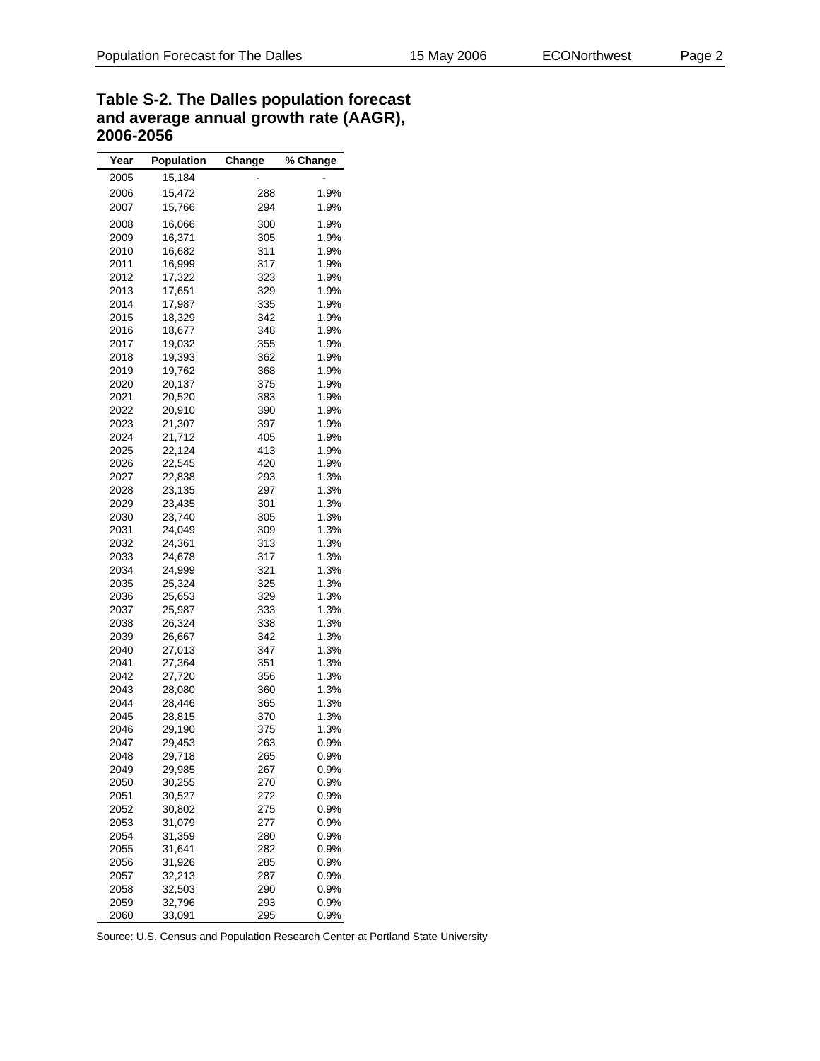**Table S-2. The Dalles population forecast and average annual growth rate (AAGR), 2006-2056**

| Year | Population | Change | % Change |
|---|---|---|---|
| 2005 | 15,184 | - | - |
| 2006 | 15,472 | 288 | 1.9% |
| 2007 | 15,766 | 294 | 1.9% |
| 2008 | 16,066 | 300 | 1.9% |
| 2009 | 16,371 | 305 | 1.9% |
| 2010 | 16,682 | 311 | 1.9% |
| 2011 | 16,999 | 317 | 1.9% |
| 2012 | 17,322 | 323 | 1.9% |
| 2013 | 17,651 | 329 | 1.9% |
| 2014 | 17,987 | 335 | 1.9% |
| 2015 | 18,329 | 342 | 1.9% |
| 2016 | 18,677 | 348 | 1.9% |
| 2017 | 19,032 | 355 | 1.9% |
| 2018 | 19,393 | 362 | 1.9% |
| 2019 | 19,762 | 368 | 1.9% |
| 2020 | 20,137 | 375 | 1.9% |
| 2021 | 20,520 | 383 | 1.9% |
| 2022 | 20,910 | 390 | 1.9% |
| 2023 | 21,307 | 397 | 1.9% |
| 2024 | 21,712 | 405 | 1.9% |
| 2025 | 22,124 | 413 | 1.9% |
| 2026 | 22,545 | 420 | 1.9% |
| 2027 | 22,838 | 293 | 1.3% |
| 2028 | 23,135 | 297 | 1.3% |
| 2029 | 23,435 | 301 | 1.3% |
| 2030 | 23,740 | 305 | 1.3% |
| 2031 | 24,049 | 309 | 1.3% |
| 2032 | 24,361 | 313 | 1.3% |
| 2033 | 24,678 | 317 | 1.3% |
| 2034 | 24,999 | 321 | 1.3% |
| 2035 | 25,324 | 325 | 1.3% |
| 2036 | 25,653 | 329 | 1.3% |
| 2037 | 25,987 | 333 | 1.3% |
| 2038 | 26,324 | 338 | 1.3% |
| 2039 | 26,667 | 342 | 1.3% |
| 2040 | 27,013 | 347 | 1.3% |
| 2041 | 27,364 | 351 | 1.3% |
| 2042 | 27,720 | 356 | 1.3% |
| 2043 | 28,080 | 360 | 1.3% |
| 2044 | 28,446 | 365 | 1.3% |
| 2045 | 28,815 | 370 | 1.3% |
| 2046 | 29,190 | 375 | 1.3% |
| 2047 | 29,453 | 263 | 0.9% |
| 2048 | 29,718 | 265 | 0.9% |
| 2049 | 29,985 | 267 | 0.9% |
| 2050 | 30,255 | 270 | 0.9% |
| 2051 | 30,527 | 272 | 0.9% |
| 2052 | 30,802 | 275 | 0.9% |
| 2053 | 31,079 | 277 | 0.9% |
| 2054 | 31,359 | 280 | 0.9% |
| 2055 | 31,641 | 282 | 0.9% |
| 2056 | 31,926 | 285 | 0.9% |
| 2057 | 32,213 | 287 | 0.9% |
| 2058 | 32,503 | 290 | 0.9% |
| 2059 | 32,796 | 293 | 0.9% |
| 2060 | 33,091 | 295 | 0.9% |

Source: U.S. Census and Population Research Center at Portland State University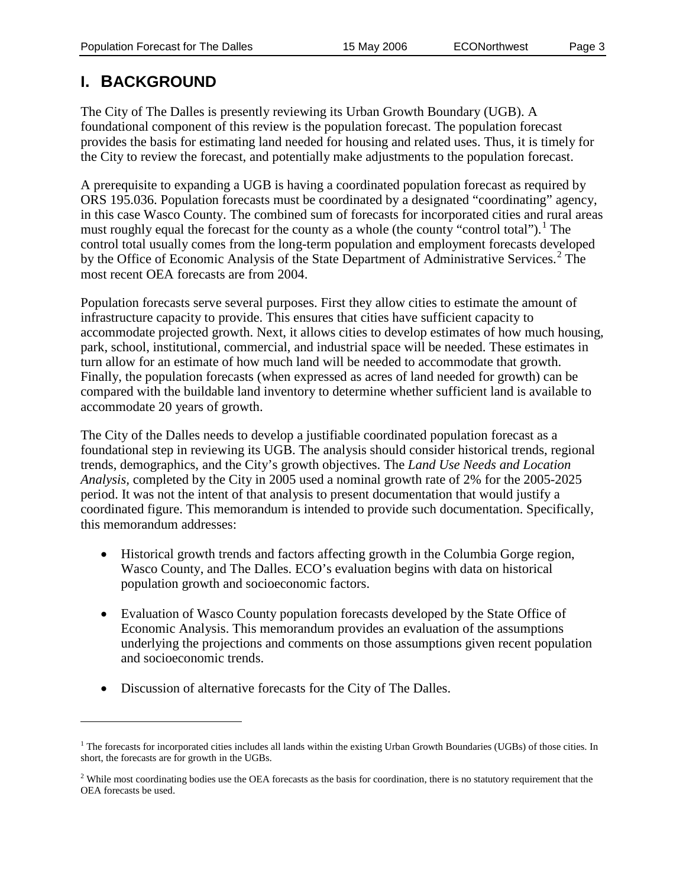# I. BACKGROUND

The City of The Dalles is presently reviewing its Urban Growth Boundary (UGB). A foundational component of this review is the population forecast. The population forecast provides the basis for estimating land needed for housing and related uses. Thus, it is timely for the City to review the forecast, and potentially make adjustments to the population forecast.

A prerequisite to expanding a UGB is having a coordinated population forecast as required by ORS 195.036. Population forecasts must be coordinated by a designated "coordinating" agency, in this case Wasco County. The combined sum of forecasts for incorporated cities and rural areas must roughly equal the forecast for the county as a whole (the county "control total").[1] The control total usually comes from the long-term population and employment forecasts developed by the Office of Economic Analysis of the State Department of Administrative Services.[2] The most recent OEA forecasts are from 2004.

Population forecasts serve several purposes. First they allow cities to estimate the amount of infrastructure capacity to provide. This ensures that cities have sufficient capacity to accommodate projected growth. Next, it allows cities to develop estimates of how much housing, park, school, institutional, commercial, and industrial space will be needed. These estimates in turn allow for an estimate of how much land will be needed to accommodate that growth. Finally, the population forecasts (when expressed as acres of land needed for growth) can be compared with the buildable land inventory to determine whether sufficient land is available to accommodate 20 years of growth.

The City of the Dalles needs to develop a justifiable coordinated population forecast as a foundational step in reviewing its UGB. The analysis should consider historical trends, regional trends, demographics, and the City's growth objectives. The *Land Use Needs and Location Analysis,* completed by the City in 2005 used a nominal growth rate of 2% for the 2005-2025 period. It was not the intent of that analysis to present documentation that would justify a coordinated figure. This memorandum is intended to provide such documentation. Specifically, this memorandum addresses:

- Historical growth trends and factors affecting growth in the Columbia Gorge region, Wasco County, and The Dalles. ECO's evaluation begins with data on historical population growth and socioeconomic factors.

- Evaluation of Wasco County population forecasts developed by the State Office of Economic Analysis. This memorandum provides an evaluation of the assumptions underlying the projections and comments on those assumptions given recent population and socioeconomic trends.

- Discussion of alternative forecasts for the City of The Dalles.

---

[1] The forecasts for incorporated cities includes all lands within the existing Urban Growth Boundaries (UGBs) of those cities. In short, the forecasts are for growth in the UGBs.

[2] While most coordinating bodies use the OEA forecasts as the basis for coordination, there is no statutory requirement that the OEA forecasts be used.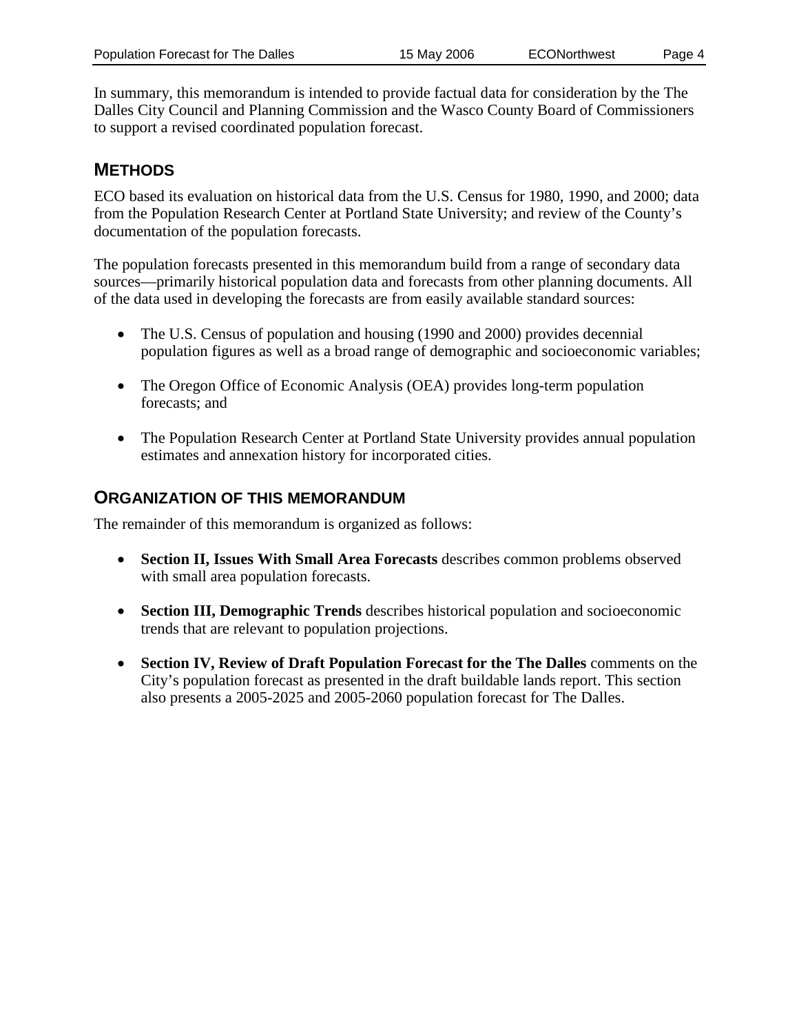In summary, this memorandum is intended to provide factual data for consideration by the The Dalles City Council and Planning Commission and the Wasco County Board of Commissioners to support a revised coordinated population forecast.

## METHODS

ECO based its evaluation on historical data from the U.S. Census for 1980, 1990, and 2000; data from the Population Research Center at Portland State University; and review of the County's documentation of the population forecasts.

The population forecasts presented in this memorandum build from a range of secondary data sources—primarily historical population data and forecasts from other planning documents. All of the data used in developing the forecasts are from easily available standard sources:

- The U.S. Census of population and housing (1990 and 2000) provides decennial population figures as well as a broad range of demographic and socioeconomic variables;
- The Oregon Office of Economic Analysis (OEA) provides long-term population forecasts; and
- The Population Research Center at Portland State University provides annual population estimates and annexation history for incorporated cities.

## ORGANIZATION OF THIS MEMORANDUM

The remainder of this memorandum is organized as follows:

- **Section II, Issues With Small Area Forecasts** describes common problems observed with small area population forecasts.
- **Section III, Demographic Trends** describes historical population and socioeconomic trends that are relevant to population projections.
- **Section IV, Review of Draft Population Forecast for the The Dalles** comments on the City's population forecast as presented in the draft buildable lands report. This section also presents a 2005-2025 and 2005-2060 population forecast for The Dalles.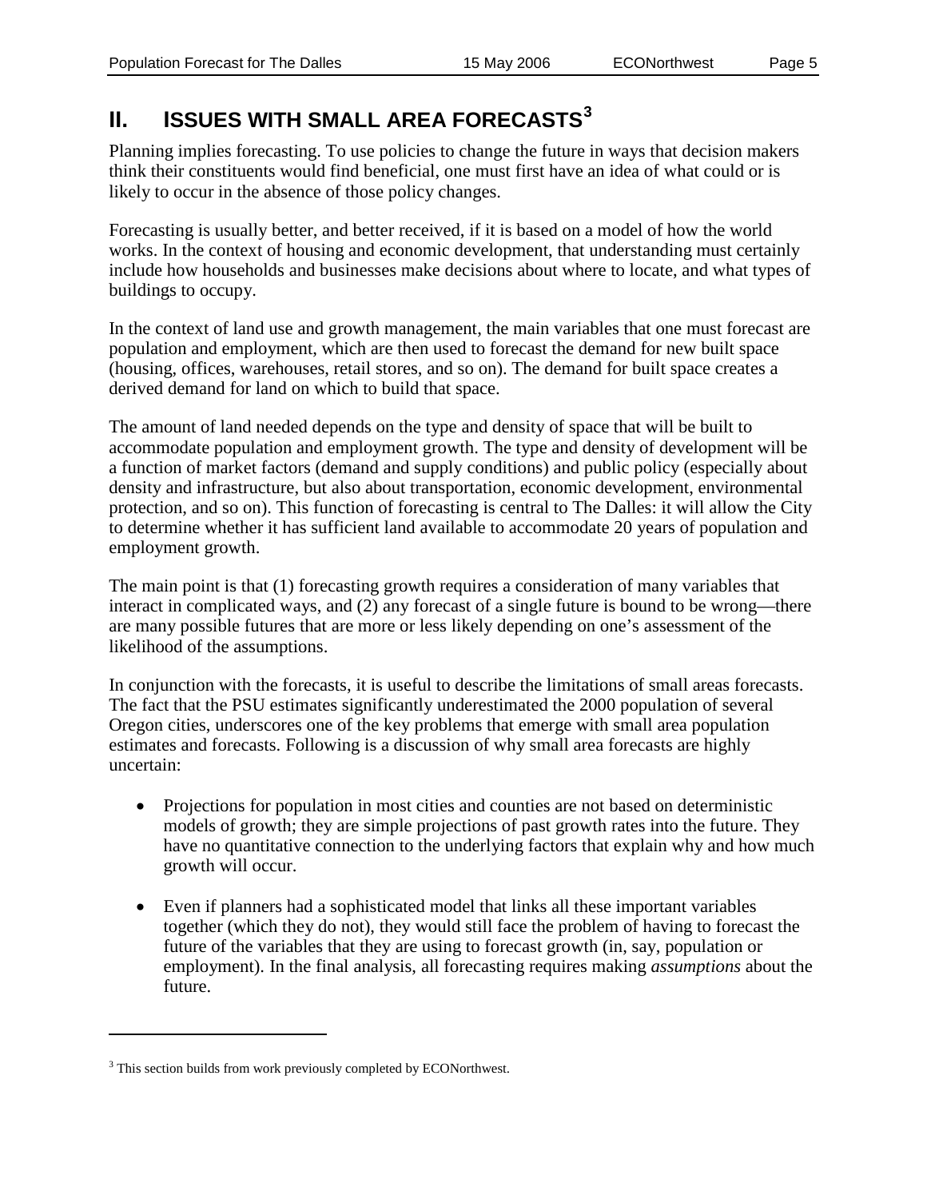## II. ISSUES WITH SMALL AREA FORECASTS[3]

Planning implies forecasting. To use policies to change the future in ways that decision makers think their constituents would find beneficial, one must first have an idea of what could or is likely to occur in the absence of those policy changes.

Forecasting is usually better, and better received, if it is based on a model of how the world works. In the context of housing and economic development, that understanding must certainly include how households and businesses make decisions about where to locate, and what types of buildings to occupy.

In the context of land use and growth management, the main variables that one must forecast are population and employment, which are then used to forecast the demand for new built space (housing, offices, warehouses, retail stores, and so on). The demand for built space creates a derived demand for land on which to build that space.

The amount of land needed depends on the type and density of space that will be built to accommodate population and employment growth. The type and density of development will be a function of market factors (demand and supply conditions) and public policy (especially about density and infrastructure, but also about transportation, economic development, environmental protection, and so on). This function of forecasting is central to The Dalles: it will allow the City to determine whether it has sufficient land available to accommodate 20 years of population and employment growth.

The main point is that (1) forecasting growth requires a consideration of many variables that interact in complicated ways, and (2) any forecast of a single future is bound to be wrong—there are many possible futures that are more or less likely depending on one's assessment of the likelihood of the assumptions.

In conjunction with the forecasts, it is useful to describe the limitations of small areas forecasts. The fact that the PSU estimates significantly underestimated the 2000 population of several Oregon cities, underscores one of the key problems that emerge with small area population estimates and forecasts. Following is a discussion of why small area forecasts are highly uncertain:

- Projections for population in most cities and counties are not based on deterministic models of growth; they are simple projections of past growth rates into the future. They have no quantitative connection to the underlying factors that explain why and how much growth will occur.

- Even if planners had a sophisticated model that links all these important variables together (which they do not), they would still face the problem of having to forecast the future of the variables that they are using to forecast growth (in, say, population or employment). In the final analysis, all forecasting requires making *assumptions* about the future.

---

[3] This section builds from work previously completed by ECONorthwest.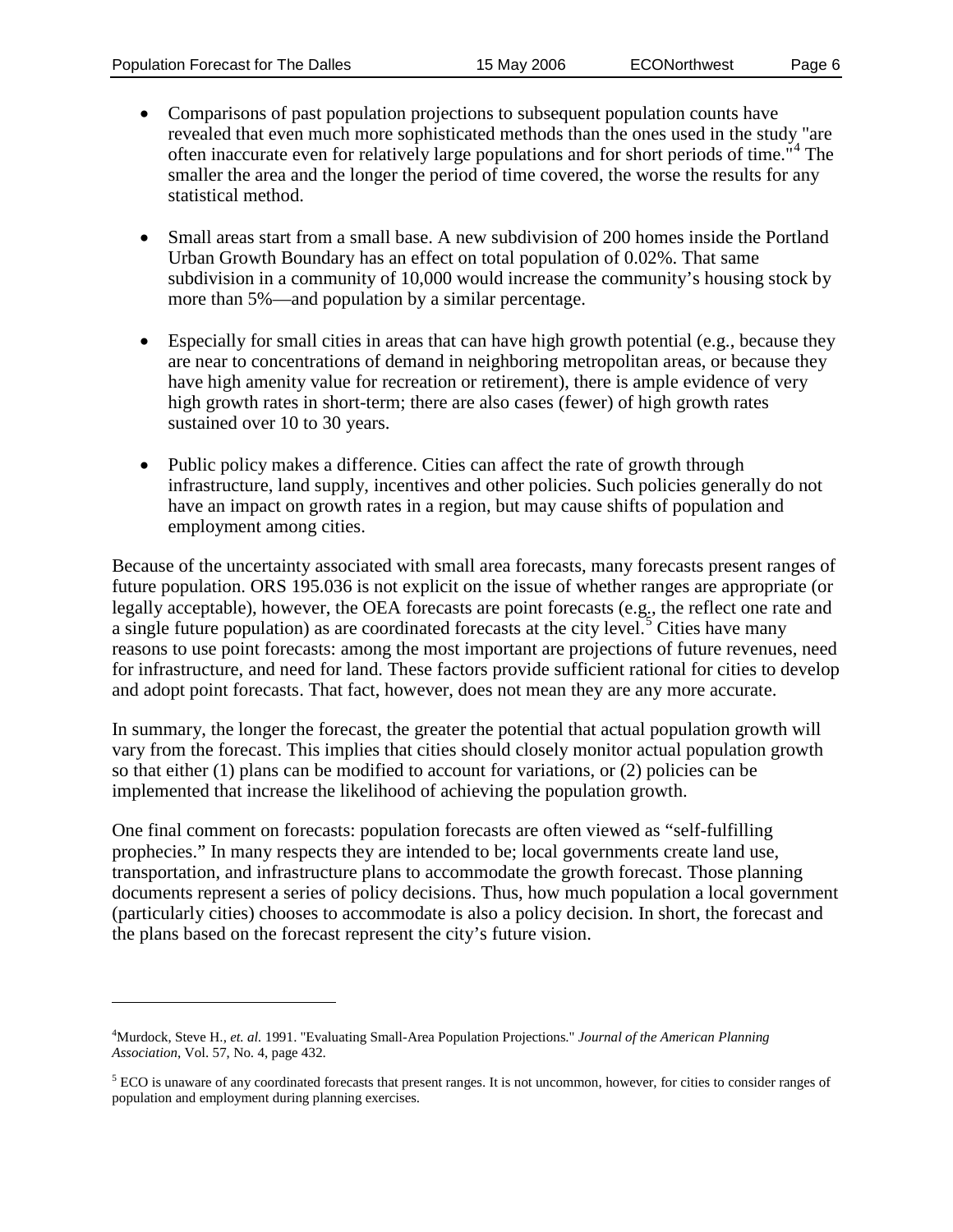- Comparisons of past population projections to subsequent population counts have revealed that even much more sophisticated methods than the ones used in the study "are often inaccurate even for relatively large populations and for short periods of time."[4] The smaller the area and the longer the period of time covered, the worse the results for any statistical method.

- Small areas start from a small base. A new subdivision of 200 homes inside the Portland Urban Growth Boundary has an effect on total population of 0.02%. That same subdivision in a community of 10,000 would increase the community's housing stock by more than 5%—and population by a similar percentage.

- Especially for small cities in areas that can have high growth potential (e.g., because they are near to concentrations of demand in neighboring metropolitan areas, or because they have high amenity value for recreation or retirement), there is ample evidence of very high growth rates in short-term; there are also cases (fewer) of high growth rates sustained over 10 to 30 years.

- Public policy makes a difference. Cities can affect the rate of growth through infrastructure, land supply, incentives and other policies. Such policies generally do not have an impact on growth rates in a region, but may cause shifts of population and employment among cities.

Because of the uncertainty associated with small area forecasts, many forecasts present ranges of future population. ORS 195.036 is not explicit on the issue of whether ranges are appropriate (or legally acceptable), however, the OEA forecasts are point forecasts (e.g., the reflect one rate and a single future population) as are coordinated forecasts at the city level.[5] Cities have many reasons to use point forecasts: among the most important are projections of future revenues, need for infrastructure, and need for land. These factors provide sufficient rational for cities to develop and adopt point forecasts. That fact, however, does not mean they are any more accurate.

In summary, the longer the forecast, the greater the potential that actual population growth will vary from the forecast. This implies that cities should closely monitor actual population growth so that either (1) plans can be modified to account for variations, or (2) policies can be implemented that increase the likelihood of achieving the population growth.

One final comment on forecasts: population forecasts are often viewed as "self-fulfilling prophecies." In many respects they are intended to be; local governments create land use, transportation, and infrastructure plans to accommodate the growth forecast. Those planning documents represent a series of policy decisions. Thus, how much population a local government (particularly cities) chooses to accommodate is also a policy decision. In short, the forecast and the plans based on the forecast represent the city's future vision.

---

[4] Murdock, Steve H., *et. al.* 1991. "Evaluating Small-Area Population Projections." *Journal of the American Planning Association*, Vol. 57, No. 4, page 432.

[5] ECO is unaware of any coordinated forecasts that present ranges. It is not uncommon, however, for cities to consider ranges of population and employment during planning exercises.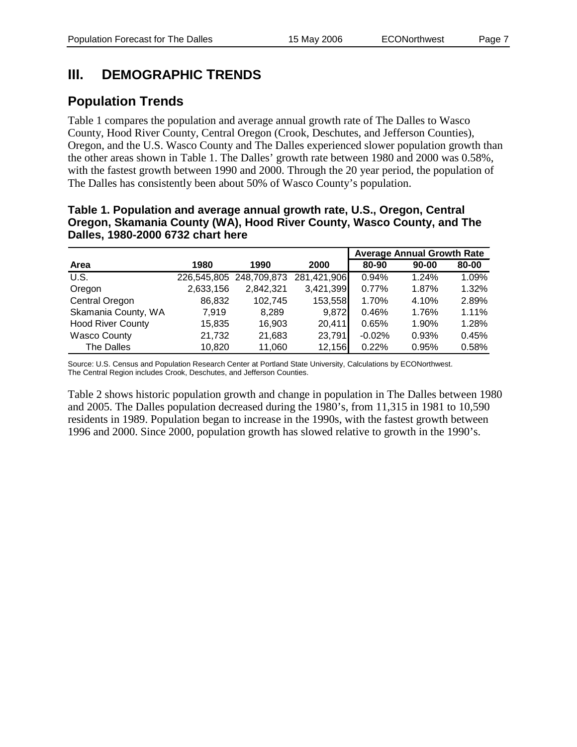# III. DEMOGRAPHIC TRENDS

## Population Trends

Table 1 compares the population and average annual growth rate of The Dalles to Wasco County, Hood River County, Central Oregon (Crook, Deschutes, and Jefferson Counties), Oregon, and the U.S. Wasco County and The Dalles experienced slower population growth than the other areas shown in Table 1. The Dalles' growth rate between 1980 and 2000 was 0.58%, with the fastest growth between 1990 and 2000. Through the 20 year period, the population of The Dalles has consistently been about 50% of Wasco County's population.

**Table 1. Population and average annual growth rate, U.S., Oregon, Central Oregon, Skamania County (WA), Hood River County, Wasco County, and The Dalles, 1980-2000 6732 chart here**

| | | | | Average Annual Growth Rate | | |
|---|---|---|---|---|---|---|
| **Area** | **1980** | **1990** | **2000** | **80-90** | **90-00** | **80-00** |
| U.S. | 226,545,805 | 248,709,873 | 281,421,906 | 0.94% | 1.24% | 1.09% |
| Oregon | 2,633,156 | 2,842,321 | 3,421,399 | 0.77% | 1.87% | 1.32% |
| Central Oregon | 86,832 | 102,745 | 153,558 | 1.70% | 4.10% | 2.89% |
| Skamania County, WA | 7,919 | 8,289 | 9,872 | 0.46% | 1.76% | 1.11% |
| Hood River County | 15,835 | 16,903 | 20,411 | 0.65% | 1.90% | 1.28% |
| Wasco County | 21,732 | 21,683 | 23,791 | -0.02% | 0.93% | 0.45% |
| The Dalles | 10,820 | 11,060 | 12,156 | 0.22% | 0.95% | 0.58% |

Source: U.S. Census and Population Research Center at Portland State University, Calculations by ECONorthwest.
The Central Region includes Crook, Deschutes, and Jefferson Counties.

Table 2 shows historic population growth and change in population in The Dalles between 1980 and 2005. The Dalles population decreased during the 1980's, from 11,315 in 1981 to 10,590 residents in 1989. Population began to increase in the 1990s, with the fastest growth between 1996 and 2000. Since 2000, population growth has slowed relative to growth in the 1990's.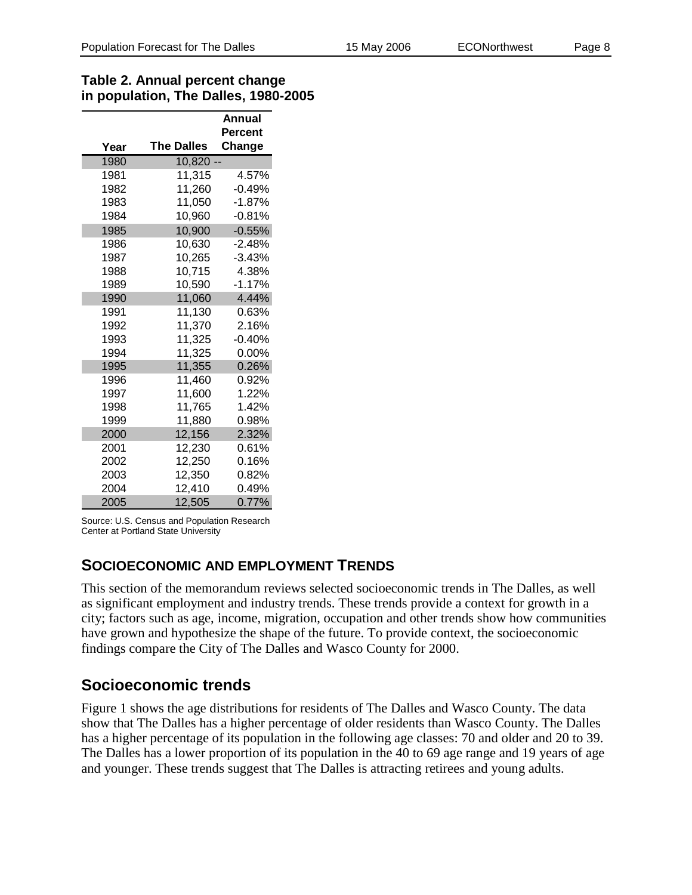**Table 2. Annual percent change in population, The Dalles, 1980-2005**

| Year | The Dalles | Annual Percent Change |
|---|---|---|
| 1980 | 10,820 | -- |
| 1981 | 11,315 | 4.57% |
| 1982 | 11,260 | -0.49% |
| 1983 | 11,050 | -1.87% |
| 1984 | 10,960 | -0.81% |
| 1985 | 10,900 | -0.55% |
| 1986 | 10,630 | -2.48% |
| 1987 | 10,265 | -3.43% |
| 1988 | 10,715 | 4.38% |
| 1989 | 10,590 | -1.17% |
| 1990 | 11,060 | 4.44% |
| 1991 | 11,130 | 0.63% |
| 1992 | 11,370 | 2.16% |
| 1993 | 11,325 | -0.40% |
| 1994 | 11,325 | 0.00% |
| 1995 | 11,355 | 0.26% |
| 1996 | 11,460 | 0.92% |
| 1997 | 11,600 | 1.22% |
| 1998 | 11,765 | 1.42% |
| 1999 | 11,880 | 0.98% |
| 2000 | 12,156 | 2.32% |
| 2001 | 12,230 | 0.61% |
| 2002 | 12,250 | 0.16% |
| 2003 | 12,350 | 0.82% |
| 2004 | 12,410 | 0.49% |
| 2005 | 12,505 | 0.77% |

Source: U.S. Census and Population Research Center at Portland State University

## SOCIOECONOMIC AND EMPLOYMENT TRENDS

This section of the memorandum reviews selected socioeconomic trends in The Dalles, as well as significant employment and industry trends. These trends provide a context for growth in a city; factors such as age, income, migration, occupation and other trends show how communities have grown and hypothesize the shape of the future. To provide context, the socioeconomic findings compare the City of The Dalles and Wasco County for 2000.

### Socioeconomic trends

Figure 1 shows the age distributions for residents of The Dalles and Wasco County. The data show that The Dalles has a higher percentage of older residents than Wasco County. The Dalles has a higher percentage of its population in the following age classes: 70 and older and 20 to 39. The Dalles has a lower proportion of its population in the 40 to 69 age range and 19 years of age and younger. These trends suggest that The Dalles is attracting retirees and young adults.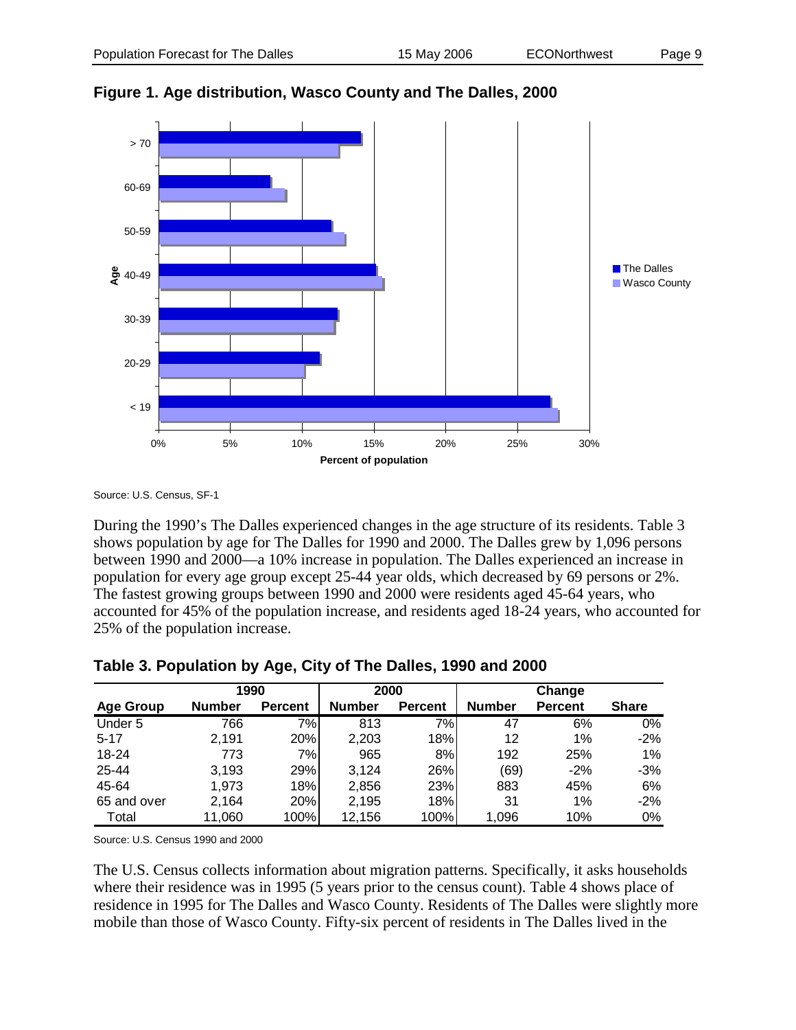**Figure 1. Age distribution, Wasco County and The Dalles, 2000**

Source: U.S. Census, SF-1

During the 1990's The Dalles experienced changes in the age structure of its residents. Table 3 shows population by age for The Dalles for 1990 and 2000. The Dalles grew by 1,096 persons between 1990 and 2000—a 10% increase in population. The Dalles experienced an increase in population for every age group except 25-44 year olds, which decreased by 69 persons or 2%. The fastest growing groups between 1990 and 2000 were residents aged 45-64 years, who accounted for 45% of the population increase, and residents aged 18-24 years, who accounted for 25% of the population increase.

**Table 3. Population by Age, City of The Dalles, 1990 and 2000**

| | 1990 | | 2000 | | Change | | |
|---|---|---|---|---|---|---|---|
| **Age Group** | **Number** | **Percent** | **Number** | **Percent** | **Number** | **Percent** | **Share** |
| Under 5 | 766 | 7% | 813 | 7% | 47 | 6% | 0% |
| 5-17 | 2,191 | 20% | 2,203 | 18% | 12 | 1% | -2% |
| 18-24 | 773 | 7% | 965 | 8% | 192 | 25% | 1% |
| 25-44 | 3,193 | 29% | 3,124 | 26% | (69) | -2% | -3% |
| 45-64 | 1,973 | 18% | 2,856 | 23% | 883 | 45% | 6% |
| 65 and over | 2,164 | 20% | 2,195 | 18% | 31 | 1% | -2% |
| Total | 11,060 | 100% | 12,156 | 100% | 1,096 | 10% | 0% |

Source: U.S. Census 1990 and 2000

The U.S. Census collects information about migration patterns. Specifically, it asks households where their residence was in 1995 (5 years prior to the census count). Table 4 shows place of residence in 1995 for The Dalles and Wasco County. Residents of The Dalles were slightly more mobile than those of Wasco County. Fifty-six percent of residents in The Dalles lived in the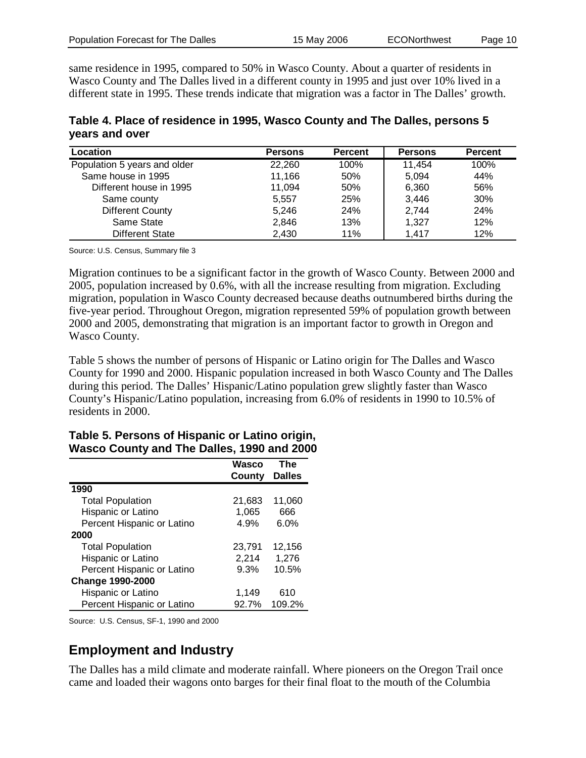same residence in 1995, compared to 50% in Wasco County. About a quarter of residents in Wasco County and The Dalles lived in a different county in 1995 and just over 10% lived in a different state in 1995. These trends indicate that migration was a factor in The Dalles' growth.

**Table 4. Place of residence in 1995, Wasco County and The Dalles, persons 5 years and over**

| Location | Persons | Percent | Persons | Percent |
|---|---|---|---|---|
| Population 5 years and older | 22,260 | 100% | 11,454 | 100% |
| Same house in 1995 | 11,166 | 50% | 5,094 | 44% |
| Different house in 1995 | 11,094 | 50% | 6,360 | 56% |
| Same county | 5,557 | 25% | 3,446 | 30% |
| Different County | 5,246 | 24% | 2,744 | 24% |
| Same State | 2,846 | 13% | 1,327 | 12% |
| Different State | 2,430 | 11% | 1,417 | 12% |

Source: U.S. Census, Summary file 3

Migration continues to be a significant factor in the growth of Wasco County. Between 2000 and 2005, population increased by 0.6%, with all the increase resulting from migration. Excluding migration, population in Wasco County decreased because deaths outnumbered births during the five-year period. Throughout Oregon, migration represented 59% of population growth between 2000 and 2005, demonstrating that migration is an important factor to growth in Oregon and Wasco County.

Table 5 shows the number of persons of Hispanic or Latino origin for The Dalles and Wasco County for 1990 and 2000. Hispanic population increased in both Wasco County and The Dalles during this period. The Dalles' Hispanic/Latino population grew slightly faster than Wasco County's Hispanic/Latino population, increasing from 6.0% of residents in 1990 to 10.5% of residents in 2000.

**Table 5. Persons of Hispanic or Latino origin, Wasco County and The Dalles, 1990 and 2000**

| | Wasco County | The Dalles |
|---|---|---|
| **1990** | | |
| Total Population | 21,683 | 11,060 |
| Hispanic or Latino | 1,065 | 666 |
| Percent Hispanic or Latino | 4.9% | 6.0% |
| **2000** | | |
| Total Population | 23,791 | 12,156 |
| Hispanic or Latino | 2,214 | 1,276 |
| Percent Hispanic or Latino | 9.3% | 10.5% |
| **Change 1990-2000** | | |
| Hispanic or Latino | 1,149 | 610 |
| Percent Hispanic or Latino | 92.7% | 109.2% |

Source: U.S. Census, SF-1, 1990 and 2000

## Employment and Industry

The Dalles has a mild climate and moderate rainfall. Where pioneers on the Oregon Trail once came and loaded their wagons onto barges for their final float to the mouth of the Columbia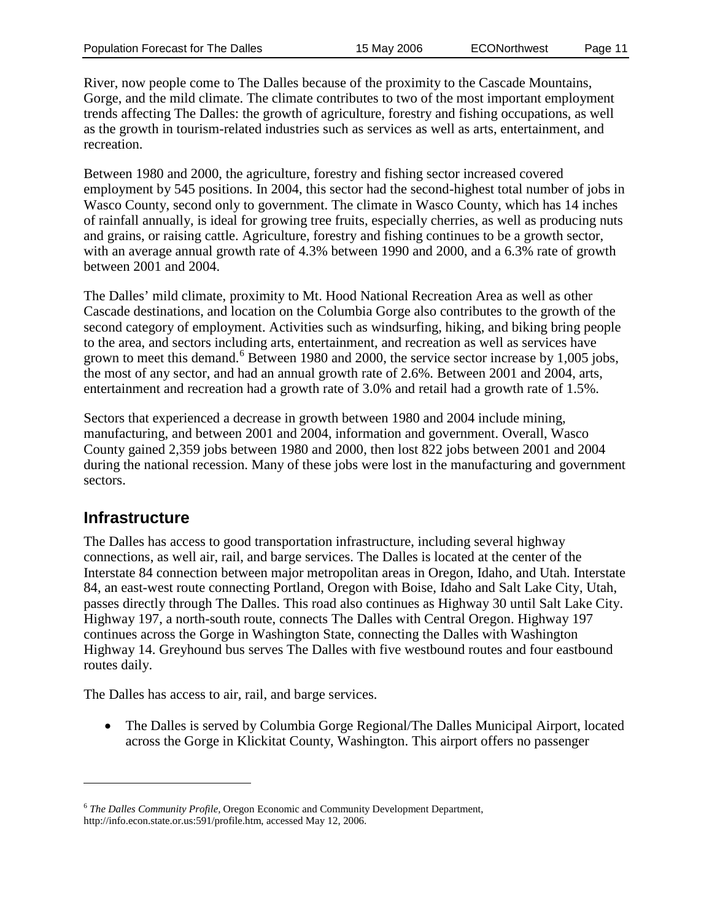River, now people come to The Dalles because of the proximity to the Cascade Mountains, Gorge, and the mild climate. The climate contributes to two of the most important employment trends affecting The Dalles: the growth of agriculture, forestry and fishing occupations, as well as the growth in tourism-related industries such as services as well as arts, entertainment, and recreation.

Between 1980 and 2000, the agriculture, forestry and fishing sector increased covered employment by 545 positions. In 2004, this sector had the second-highest total number of jobs in Wasco County, second only to government. The climate in Wasco County, which has 14 inches of rainfall annually, is ideal for growing tree fruits, especially cherries, as well as producing nuts and grains, or raising cattle. Agriculture, forestry and fishing continues to be a growth sector, with an average annual growth rate of 4.3% between 1990 and 2000, and a 6.3% rate of growth between 2001 and 2004.

The Dalles' mild climate, proximity to Mt. Hood National Recreation Area as well as other Cascade destinations, and location on the Columbia Gorge also contributes to the growth of the second category of employment. Activities such as windsurfing, hiking, and biking bring people to the area, and sectors including arts, entertainment, and recreation as well as services have grown to meet this demand.[6] Between 1980 and 2000, the service sector increase by 1,005 jobs, the most of any sector, and had an annual growth rate of 2.6%. Between 2001 and 2004, arts, entertainment and recreation had a growth rate of 3.0% and retail had a growth rate of 1.5%.

Sectors that experienced a decrease in growth between 1980 and 2004 include mining, manufacturing, and between 2001 and 2004, information and government. Overall, Wasco County gained 2,359 jobs between 1980 and 2000, then lost 822 jobs between 2001 and 2004 during the national recession. Many of these jobs were lost in the manufacturing and government sectors.

## Infrastructure

The Dalles has access to good transportation infrastructure, including several highway connections, as well air, rail, and barge services. The Dalles is located at the center of the Interstate 84 connection between major metropolitan areas in Oregon, Idaho, and Utah. Interstate 84, an east-west route connecting Portland, Oregon with Boise, Idaho and Salt Lake City, Utah, passes directly through The Dalles. This road also continues as Highway 30 until Salt Lake City. Highway 197, a north-south route, connects The Dalles with Central Oregon. Highway 197 continues across the Gorge in Washington State, connecting the Dalles with Washington Highway 14. Greyhound bus serves The Dalles with five westbound routes and four eastbound routes daily.

The Dalles has access to air, rail, and barge services.

- The Dalles is served by Columbia Gorge Regional/The Dalles Municipal Airport, located across the Gorge in Klickitat County, Washington. This airport offers no passenger

---

[6] *The Dalles Community Profile,* Oregon Economic and Community Development Department, http://info.econ.state.or.us:591/profile.htm, accessed May 12, 2006.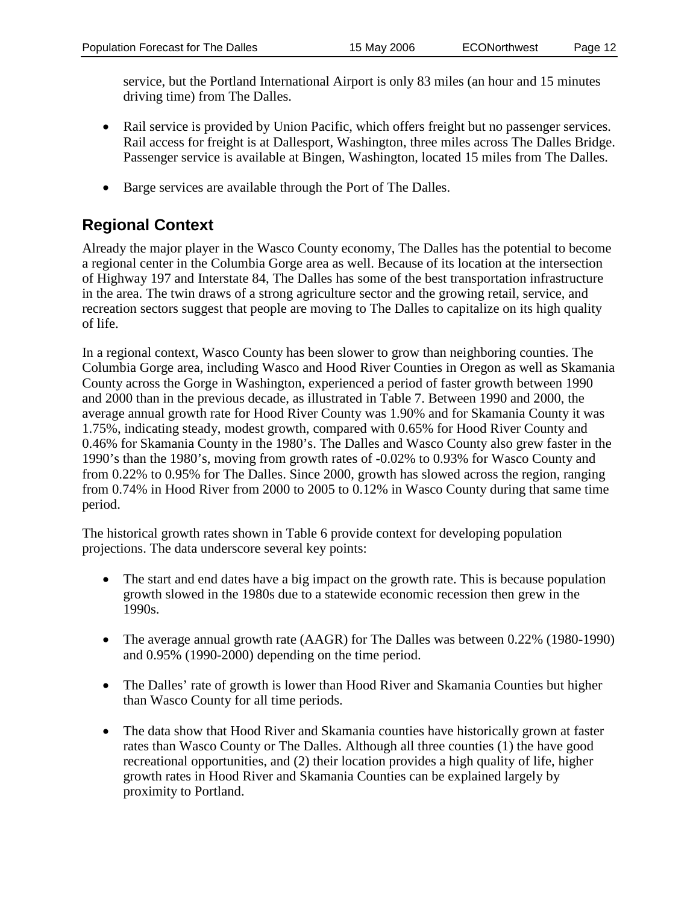service, but the Portland International Airport is only 83 miles (an hour and 15 minutes driving time) from The Dalles.

- Rail service is provided by Union Pacific, which offers freight but no passenger services. Rail access for freight is at Dallesport, Washington, three miles across The Dalles Bridge. Passenger service is available at Bingen, Washington, located 15 miles from The Dalles.

- Barge services are available through the Port of The Dalles.

## Regional Context

Already the major player in the Wasco County economy, The Dalles has the potential to become a regional center in the Columbia Gorge area as well. Because of its location at the intersection of Highway 197 and Interstate 84, The Dalles has some of the best transportation infrastructure in the area. The twin draws of a strong agriculture sector and the growing retail, service, and recreation sectors suggest that people are moving to The Dalles to capitalize on its high quality of life.

In a regional context, Wasco County has been slower to grow than neighboring counties. The Columbia Gorge area, including Wasco and Hood River Counties in Oregon as well as Skamania County across the Gorge in Washington, experienced a period of faster growth between 1990 and 2000 than in the previous decade, as illustrated in Table 7. Between 1990 and 2000, the average annual growth rate for Hood River County was 1.90% and for Skamania County it was 1.75%, indicating steady, modest growth, compared with 0.65% for Hood River County and 0.46% for Skamania County in the 1980's. The Dalles and Wasco County also grew faster in the 1990's than the 1980's, moving from growth rates of -0.02% to 0.93% for Wasco County and from 0.22% to 0.95% for The Dalles. Since 2000, growth has slowed across the region, ranging from 0.74% in Hood River from 2000 to 2005 to 0.12% in Wasco County during that same time period.

The historical growth rates shown in Table 6 provide context for developing population projections. The data underscore several key points:

- The start and end dates have a big impact on the growth rate. This is because population growth slowed in the 1980s due to a statewide economic recession then grew in the 1990s.

- The average annual growth rate (AAGR) for The Dalles was between 0.22% (1980-1990) and 0.95% (1990-2000) depending on the time period.

- The Dalles' rate of growth is lower than Hood River and Skamania Counties but higher than Wasco County for all time periods.

- The data show that Hood River and Skamania counties have historically grown at faster rates than Wasco County or The Dalles. Although all three counties (1) the have good recreational opportunities, and (2) their location provides a high quality of life, higher growth rates in Hood River and Skamania Counties can be explained largely by proximity to Portland.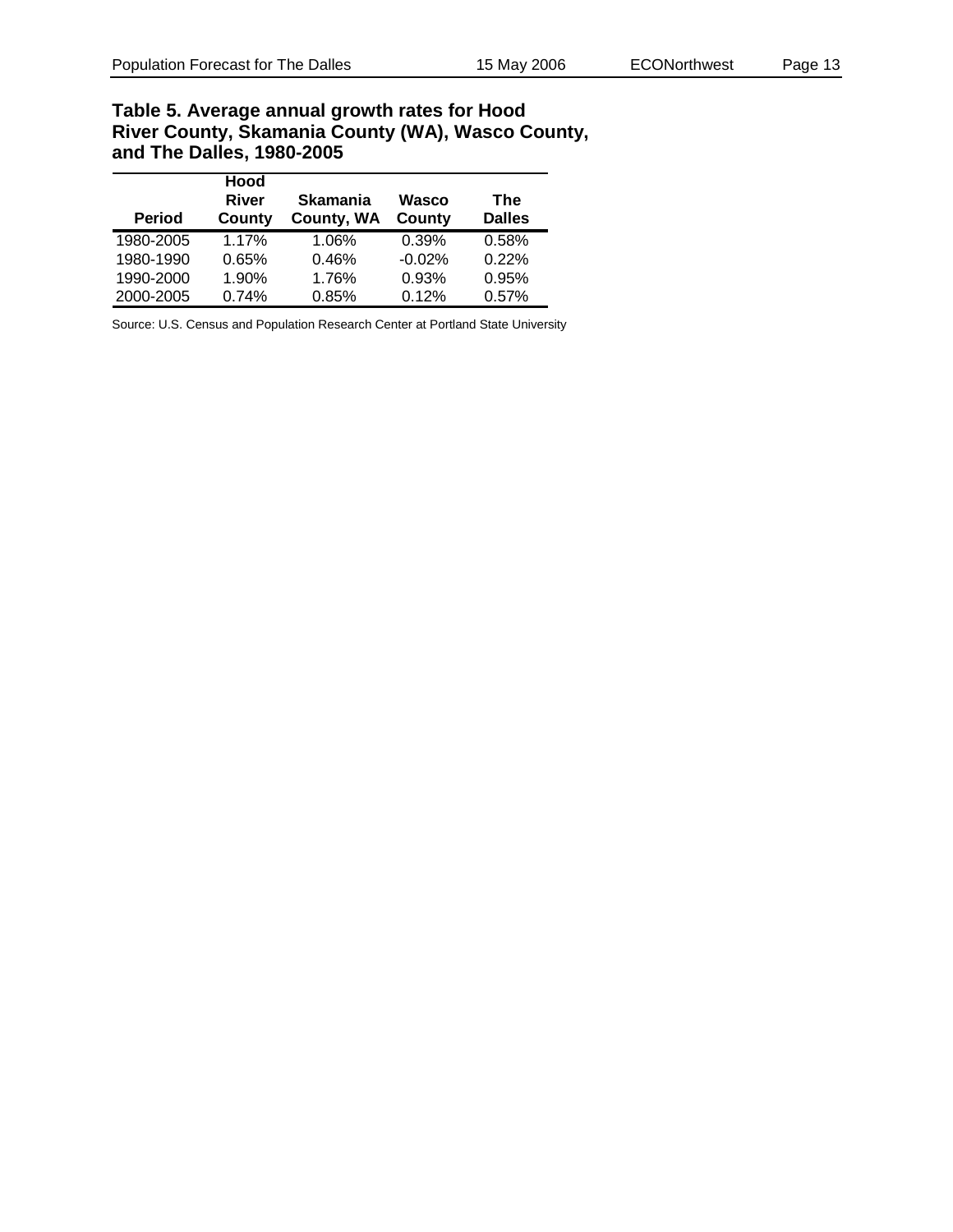**Table 5. Average annual growth rates for Hood River County, Skamania County (WA), Wasco County, and The Dalles, 1980-2005**

| Period | Hood River County | Skamania County, WA | Wasco County | The Dalles |
|---|---|---|---|---|
| 1980-2005 | 1.17% | 1.06% | 0.39% | 0.58% |
| 1980-1990 | 0.65% | 0.46% | -0.02% | 0.22% |
| 1990-2000 | 1.90% | 1.76% | 0.93% | 0.95% |
| 2000-2005 | 0.74% | 0.85% | 0.12% | 0.57% |

Source: U.S. Census and Population Research Center at Portland State University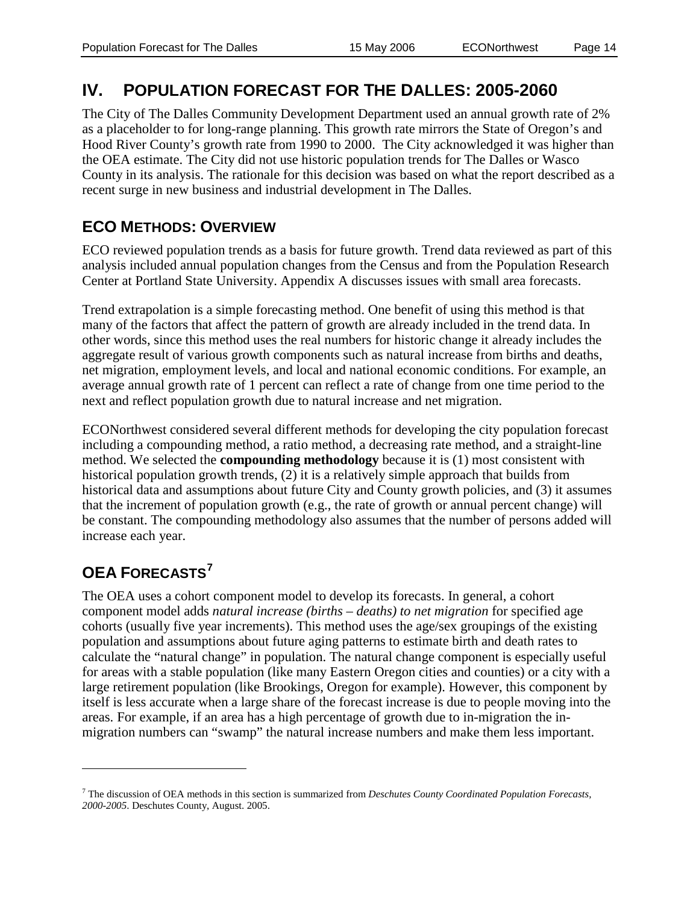# IV. POPULATION FORECAST FOR THE DALLES: 2005-2060

The City of The Dalles Community Development Department used an annual growth rate of 2% as a placeholder to for long-range planning. This growth rate mirrors the State of Oregon's and Hood River County's growth rate from 1990 to 2000. The City acknowledged it was higher than the OEA estimate. The City did not use historic population trends for The Dalles or Wasco County in its analysis. The rationale for this decision was based on what the report described as a recent surge in new business and industrial development in The Dalles.

## ECO METHODS: OVERVIEW

ECO reviewed population trends as a basis for future growth. Trend data reviewed as part of this analysis included annual population changes from the Census and from the Population Research Center at Portland State University. Appendix A discusses issues with small area forecasts.

Trend extrapolation is a simple forecasting method. One benefit of using this method is that many of the factors that affect the pattern of growth are already included in the trend data. In other words, since this method uses the real numbers for historic change it already includes the aggregate result of various growth components such as natural increase from births and deaths, net migration, employment levels, and local and national economic conditions. For example, an average annual growth rate of 1 percent can reflect a rate of change from one time period to the next and reflect population growth due to natural increase and net migration.

ECONorthwest considered several different methods for developing the city population forecast including a compounding method, a ratio method, a decreasing rate method, and a straight-line method. We selected the **compounding methodology** because it is (1) most consistent with historical population growth trends, (2) it is a relatively simple approach that builds from historical data and assumptions about future City and County growth policies, and (3) it assumes that the increment of population growth (e.g., the rate of growth or annual percent change) will be constant. The compounding methodology also assumes that the number of persons added will increase each year.

## OEA FORECASTS[7]

The OEA uses a cohort component model to develop its forecasts. In general, a cohort component model adds *natural increase (births – deaths) to net migration* for specified age cohorts (usually five year increments). This method uses the age/sex groupings of the existing population and assumptions about future aging patterns to estimate birth and death rates to calculate the "natural change" in population. The natural change component is especially useful for areas with a stable population (like many Eastern Oregon cities and counties) or a city with a large retirement population (like Brookings, Oregon for example). However, this component by itself is less accurate when a large share of the forecast increase is due to people moving into the areas. For example, if an area has a high percentage of growth due to in-migration the in-migration numbers can "swamp" the natural increase numbers and make them less important.

---

[7] The discussion of OEA methods in this section is summarized from *Deschutes County Coordinated Population Forecasts, 2000-2005*. Deschutes County, August. 2005.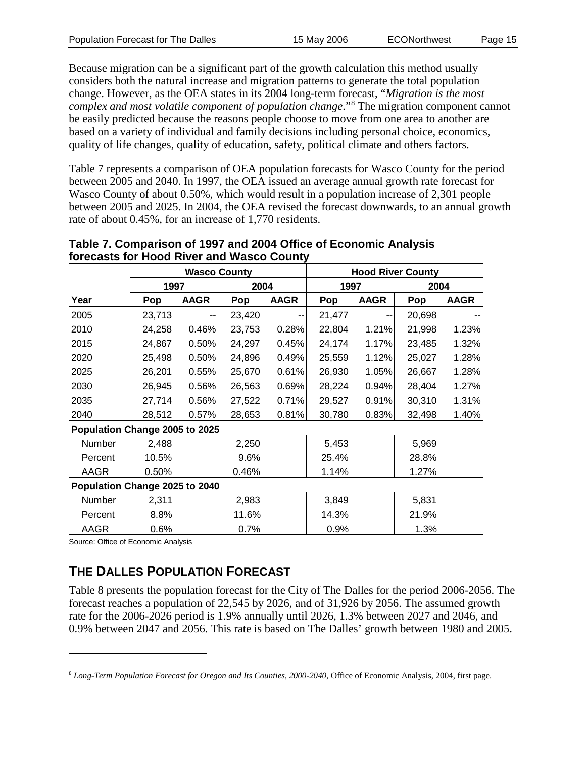Because migration can be a significant part of the growth calculation this method usually considers both the natural increase and migration patterns to generate the total population change. However, as the OEA states in its 2004 long-term forecast, "*Migration is the most complex and most volatile component of population change*."[8] The migration component cannot be easily predicted because the reasons people choose to move from one area to another are based on a variety of individual and family decisions including personal choice, economics, quality of life changes, quality of education, safety, political climate and others factors.

Table 7 represents a comparison of OEA population forecasts for Wasco County for the period between 2005 and 2040. In 1997, the OEA issued an average annual growth rate forecast for Wasco County of about 0.50%, which would result in a population increase of 2,301 people between 2005 and 2025. In 2004, the OEA revised the forecast downwards, to an annual growth rate of about 0.45%, for an increase of 1,770 residents.

**Table 7. Comparison of 1997 and 2004 Office of Economic Analysis forecasts for Hood River and Wasco County**

| | Wasco County | | | | Hood River County | | | |
|---|---|---|---|---|---|---|---|---|
| | 1997 | | 2004 | | 1997 | | 2004 | |
| **Year** | **Pop** | **AAGR** | **Pop** | **AAGR** | **Pop** | **AAGR** | **Pop** | **AAGR** |
| 2005 | 23,713 | -- | 23,420 | -- | 21,477 | -- | 20,698 | -- |
| 2010 | 24,258 | 0.46% | 23,753 | 0.28% | 22,804 | 1.21% | 21,998 | 1.23% |
| 2015 | 24,867 | 0.50% | 24,297 | 0.45% | 24,174 | 1.17% | 23,485 | 1.32% |
| 2020 | 25,498 | 0.50% | 24,896 | 0.49% | 25,559 | 1.12% | 25,027 | 1.28% |
| 2025 | 26,201 | 0.55% | 25,670 | 0.61% | 26,930 | 1.05% | 26,667 | 1.28% |
| 2030 | 26,945 | 0.56% | 26,563 | 0.69% | 28,224 | 0.94% | 28,404 | 1.27% |
| 2035 | 27,714 | 0.56% | 27,522 | 0.71% | 29,527 | 0.91% | 30,310 | 1.31% |
| 2040 | 28,512 | 0.57% | 28,653 | 0.81% | 30,780 | 0.83% | 32,498 | 1.40% |
| **Population Change 2005 to 2025** | | | | | | | | |
| Number | 2,488 | | 2,250 | | 5,453 | | 5,969 | |
| Percent | 10.5% | | 9.6% | | 25.4% | | 28.8% | |
| AAGR | 0.50% | | 0.46% | | 1.14% | | 1.27% | |
| **Population Change 2025 to 2040** | | | | | | | | |
| Number | 2,311 | | 2,983 | | 3,849 | | 5,831 | |
| Percent | 8.8% | | 11.6% | | 14.3% | | 21.9% | |
| AAGR | 0.6% | | 0.7% | | 0.9% | | 1.3% | |

Source: Office of Economic Analysis

## THE DALLES POPULATION FORECAST

Table 8 presents the population forecast for the City of The Dalles for the period 2006-2056. The forecast reaches a population of 22,545 by 2026, and of 31,926 by 2056. The assumed growth rate for the 2006-2026 period is 1.9% annually until 2026, 1.3% between 2027 and 2046, and 0.9% between 2047 and 2056. This rate is based on The Dalles' growth between 1980 and 2005.

---

[8] *Long-Term Population Forecast for Oregon and Its Counties, 2000-2040*, Office of Economic Analysis, 2004, first page.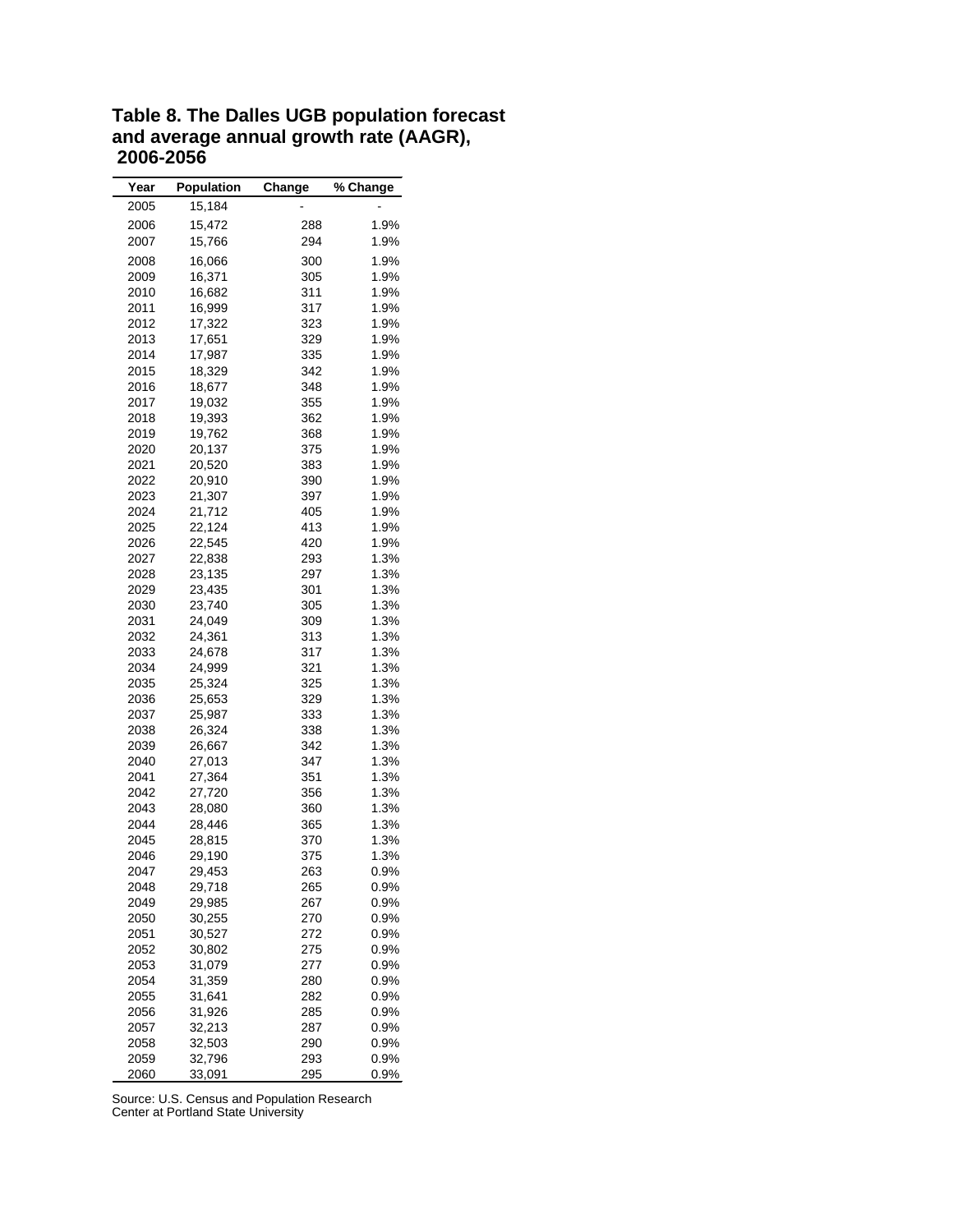**Table 8. The Dalles UGB population forecast and average annual growth rate (AAGR), 2006-2056**

| Year | Population | Change | % Change |
|---|---|---|---|
| 2005 | 15,184 | - | - |
| 2006 | 15,472 | 288 | 1.9% |
| 2007 | 15,766 | 294 | 1.9% |
| 2008 | 16,066 | 300 | 1.9% |
| 2009 | 16,371 | 305 | 1.9% |
| 2010 | 16,682 | 311 | 1.9% |
| 2011 | 16,999 | 317 | 1.9% |
| 2012 | 17,322 | 323 | 1.9% |
| 2013 | 17,651 | 329 | 1.9% |
| 2014 | 17,987 | 335 | 1.9% |
| 2015 | 18,329 | 342 | 1.9% |
| 2016 | 18,677 | 348 | 1.9% |
| 2017 | 19,032 | 355 | 1.9% |
| 2018 | 19,393 | 362 | 1.9% |
| 2019 | 19,762 | 368 | 1.9% |
| 2020 | 20,137 | 375 | 1.9% |
| 2021 | 20,520 | 383 | 1.9% |
| 2022 | 20,910 | 390 | 1.9% |
| 2023 | 21,307 | 397 | 1.9% |
| 2024 | 21,712 | 405 | 1.9% |
| 2025 | 22,124 | 413 | 1.9% |
| 2026 | 22,545 | 420 | 1.9% |
| 2027 | 22,838 | 293 | 1.3% |
| 2028 | 23,135 | 297 | 1.3% |
| 2029 | 23,435 | 301 | 1.3% |
| 2030 | 23,740 | 305 | 1.3% |
| 2031 | 24,049 | 309 | 1.3% |
| 2032 | 24,361 | 313 | 1.3% |
| 2033 | 24,678 | 317 | 1.3% |
| 2034 | 24,999 | 321 | 1.3% |
| 2035 | 25,324 | 325 | 1.3% |
| 2036 | 25,653 | 329 | 1.3% |
| 2037 | 25,987 | 333 | 1.3% |
| 2038 | 26,324 | 338 | 1.3% |
| 2039 | 26,667 | 342 | 1.3% |
| 2040 | 27,013 | 347 | 1.3% |
| 2041 | 27,364 | 351 | 1.3% |
| 2042 | 27,720 | 356 | 1.3% |
| 2043 | 28,080 | 360 | 1.3% |
| 2044 | 28,446 | 365 | 1.3% |
| 2045 | 28,815 | 370 | 1.3% |
| 2046 | 29,190 | 375 | 1.3% |
| 2047 | 29,453 | 263 | 0.9% |
| 2048 | 29,718 | 265 | 0.9% |
| 2049 | 29,985 | 267 | 0.9% |
| 2050 | 30,255 | 270 | 0.9% |
| 2051 | 30,527 | 272 | 0.9% |
| 2052 | 30,802 | 275 | 0.9% |
| 2053 | 31,079 | 277 | 0.9% |
| 2054 | 31,359 | 280 | 0.9% |
| 2055 | 31,641 | 282 | 0.9% |
| 2056 | 31,926 | 285 | 0.9% |
| 2057 | 32,213 | 287 | 0.9% |
| 2058 | 32,503 | 290 | 0.9% |
| 2059 | 32,796 | 293 | 0.9% |
| 2060 | 33,091 | 295 | 0.9% |

Source: U.S. Census and Population Research Center at Portland State University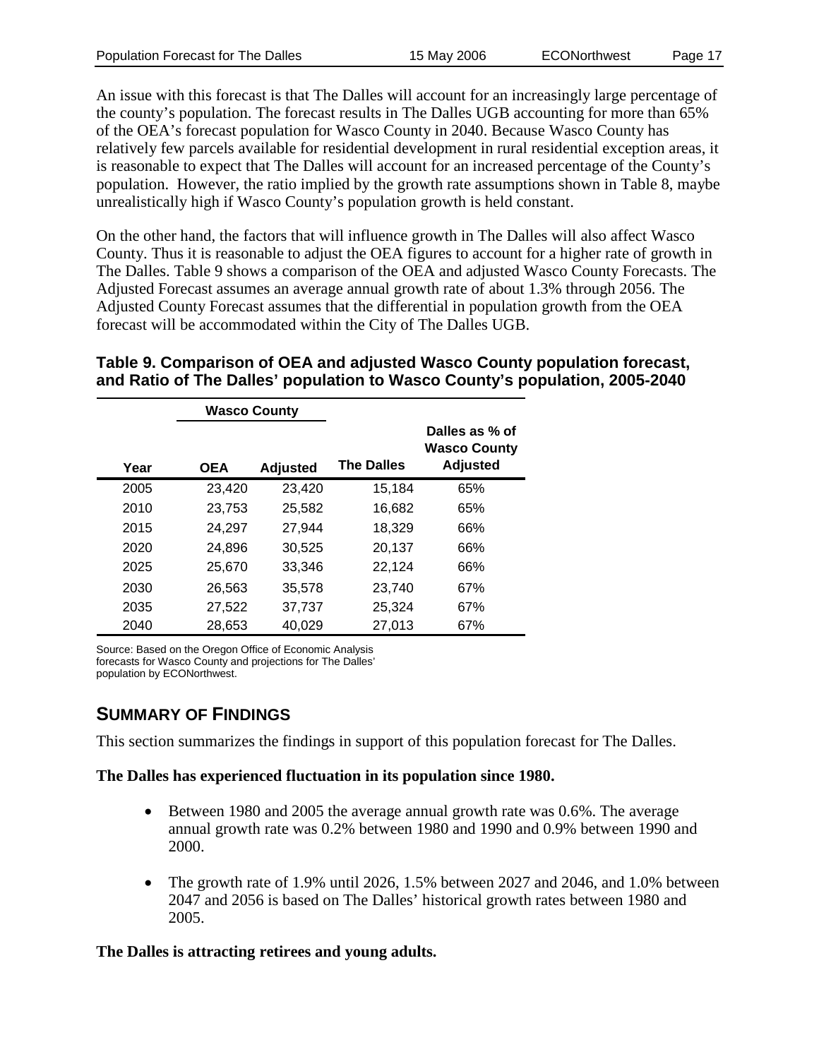An issue with this forecast is that The Dalles will account for an increasingly large percentage of the county's population. The forecast results in The Dalles UGB accounting for more than 65% of the OEA's forecast population for Wasco County in 2040. Because Wasco County has relatively few parcels available for residential development in rural residential exception areas, it is reasonable to expect that The Dalles will account for an increased percentage of the County's population. However, the ratio implied by the growth rate assumptions shown in Table 8, maybe unrealistically high if Wasco County's population growth is held constant.

On the other hand, the factors that will influence growth in The Dalles will also affect Wasco County. Thus it is reasonable to adjust the OEA figures to account for a higher rate of growth in The Dalles. Table 9 shows a comparison of the OEA and adjusted Wasco County Forecasts. The Adjusted Forecast assumes an average annual growth rate of about 1.3% through 2056. The Adjusted County Forecast assumes that the differential in population growth from the OEA forecast will be accommodated within the City of The Dalles UGB.

**Table 9. Comparison of OEA and adjusted Wasco County population forecast, and Ratio of The Dalles' population to Wasco County's population, 2005-2040**

| | Wasco County | | | |
|---|---|---|---|---|
| Year | OEA | Adjusted | The Dalles | Dalles as % of Wasco County Adjusted |
| 2005 | 23,420 | 23,420 | 15,184 | 65% |
| 2010 | 23,753 | 25,582 | 16,682 | 65% |
| 2015 | 24,297 | 27,944 | 18,329 | 66% |
| 2020 | 24,896 | 30,525 | 20,137 | 66% |
| 2025 | 25,670 | 33,346 | 22,124 | 66% |
| 2030 | 26,563 | 35,578 | 23,740 | 67% |
| 2035 | 27,522 | 37,737 | 25,324 | 67% |
| 2040 | 28,653 | 40,029 | 27,013 | 67% |

Source: Based on the Oregon Office of Economic Analysis forecasts for Wasco County and projections for The Dalles' population by ECONorthwest.

## SUMMARY OF FINDINGS

This section summarizes the findings in support of this population forecast for The Dalles.

**The Dalles has experienced fluctuation in its population since 1980.**

- Between 1980 and 2005 the average annual growth rate was 0.6%. The average annual growth rate was 0.2% between 1980 and 1990 and 0.9% between 1990 and 2000.
- The growth rate of 1.9% until 2026, 1.5% between 2027 and 2046, and 1.0% between 2047 and 2056 is based on The Dalles' historical growth rates between 1980 and 2005.

**The Dalles is attracting retirees and young adults.**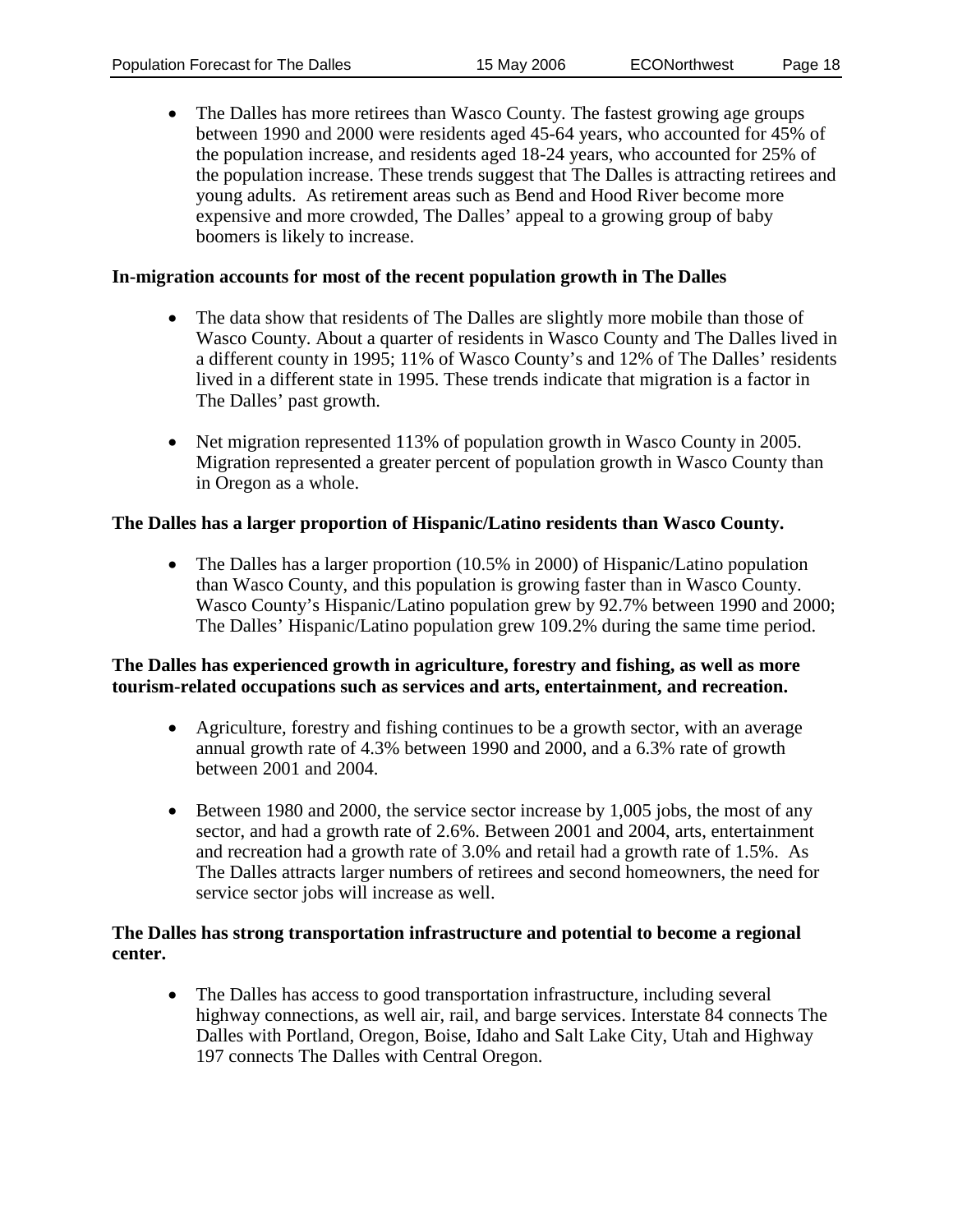- The Dalles has more retirees than Wasco County. The fastest growing age groups between 1990 and 2000 were residents aged 45-64 years, who accounted for 45% of the population increase, and residents aged 18-24 years, who accounted for 25% of the population increase. These trends suggest that The Dalles is attracting retirees and young adults. As retirement areas such as Bend and Hood River become more expensive and more crowded, The Dalles' appeal to a growing group of baby boomers is likely to increase.

**In-migration accounts for most of the recent population growth in The Dalles**

- The data show that residents of The Dalles are slightly more mobile than those of Wasco County. About a quarter of residents in Wasco County and The Dalles lived in a different county in 1995; 11% of Wasco County's and 12% of The Dalles' residents lived in a different state in 1995. These trends indicate that migration is a factor in The Dalles' past growth.
- Net migration represented 113% of population growth in Wasco County in 2005. Migration represented a greater percent of population growth in Wasco County than in Oregon as a whole.

**The Dalles has a larger proportion of Hispanic/Latino residents than Wasco County.**

- The Dalles has a larger proportion (10.5% in 2000) of Hispanic/Latino population than Wasco County, and this population is growing faster than in Wasco County. Wasco County's Hispanic/Latino population grew by 92.7% between 1990 and 2000; The Dalles' Hispanic/Latino population grew 109.2% during the same time period.

**The Dalles has experienced growth in agriculture, forestry and fishing, as well as more tourism-related occupations such as services and arts, entertainment, and recreation.**

- Agriculture, forestry and fishing continues to be a growth sector, with an average annual growth rate of 4.3% between 1990 and 2000, and a 6.3% rate of growth between 2001 and 2004.
- Between 1980 and 2000, the service sector increase by 1,005 jobs, the most of any sector, and had a growth rate of 2.6%. Between 2001 and 2004, arts, entertainment and recreation had a growth rate of 3.0% and retail had a growth rate of 1.5%. As The Dalles attracts larger numbers of retirees and second homeowners, the need for service sector jobs will increase as well.

**The Dalles has strong transportation infrastructure and potential to become a regional center.**

- The Dalles has access to good transportation infrastructure, including several highway connections, as well air, rail, and barge services. Interstate 84 connects The Dalles with Portland, Oregon, Boise, Idaho and Salt Lake City, Utah and Highway 197 connects The Dalles with Central Oregon.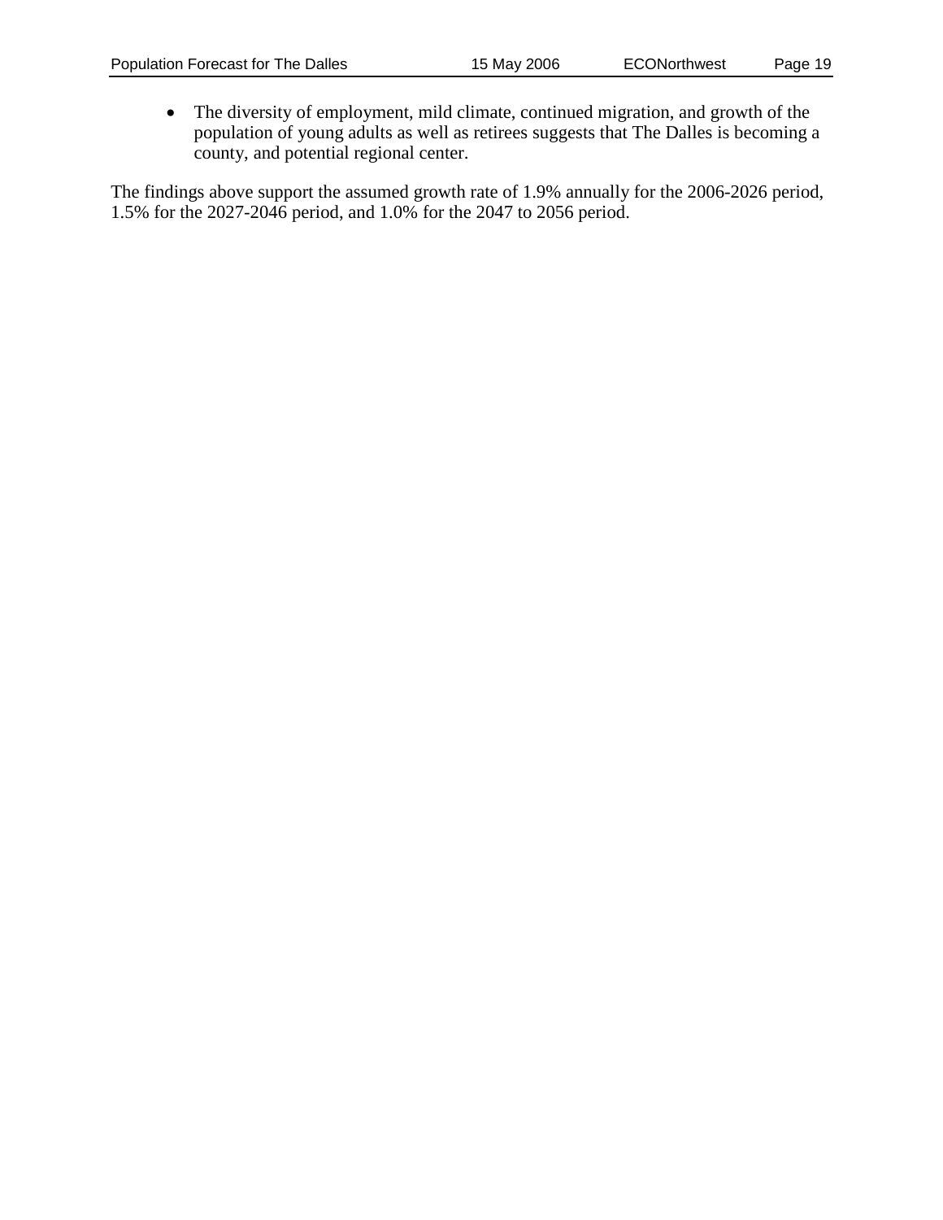- The diversity of employment, mild climate, continued migration, and growth of the population of young adults as well as retirees suggests that The Dalles is becoming a county, and potential regional center.

The findings above support the assumed growth rate of 1.9% annually for the 2006-2026 period, 1.5% for the 2027-2046 period, and 1.0% for the 2047 to 2056 period.